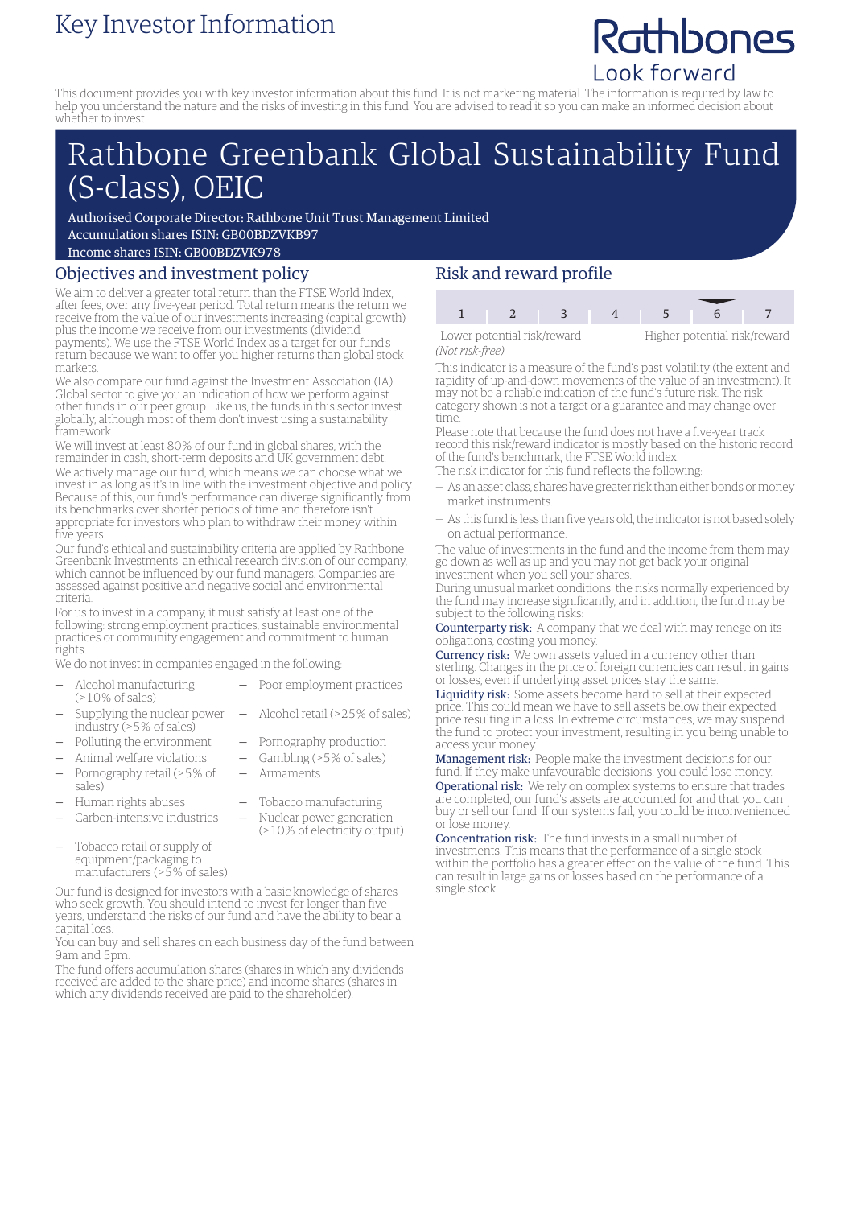# Key Investor Information

Rathbones
Look forward

This document provides you with key investor information about this fund. It is not marketing material. The information is required by law to help you understand the nature and the risks of investing in this fund. You are advised to read it so you can make an informed decision about whether to invest.

# Rathbone Greenbank Global Sustainability Fund (S-class), OEIC

Authorised Corporate Director: Rathbone Unit Trust Management Limited
Accumulation shares ISIN: GB00BDZVKB97
Income shares ISIN: GB00BDZVK978

## Objectives and investment policy

We aim to deliver a greater total return than the FTSE World Index, after fees, over any five-year period. Total return means the return we receive from the value of our investments increasing (capital growth) plus the income we receive from our investments (dividend payments). We use the FTSE World Index as a target for our fund's return because we want to offer you higher returns than global stock markets.

We also compare our fund against the Investment Association (IA) Global sector to give you an indication of how we perform against other funds in our peer group. Like us, the funds in this sector invest globally, although most of them don't invest using a sustainability framework.

We will invest at least 80% of our fund in global shares, with the remainder in cash, short-term deposits and UK government debt.

We actively manage our fund, which means we can choose what we invest in as long as it's in line with the investment objective and policy. Because of this, our fund's performance can diverge significantly from its benchmarks over shorter periods of time and therefore isn't appropriate for investors who plan to withdraw their money within five years.

Our fund's ethical and sustainability criteria are applied by Rathbone Greenbank Investments, an ethical research division of our company, which cannot be influenced by our fund managers. Companies are assessed against positive and negative social and environmental criteria.

For us to invest in a company, it must satisfy at least one of the following: strong employment practices, sustainable environmental practices or community engagement and commitment to human rights.

We do not invest in companies engaged in the following:

- Alcohol manufacturing (>10% of sales)
- Supplying the nuclear power industry (>5% of sales)
- Polluting the environment
- Animal welfare violations
- Pornography retail (>5% of sales)
- Human rights abuses
- Carbon-intensive industries
- Tobacco retail or supply of equipment/packaging to manufacturers (>5% of sales)
- Poor employment practices
- Alcohol retail (>25% of sales)
- Pornography production
- Gambling (>5% of sales)
- Armaments
- Tobacco manufacturing
- Nuclear power generation (>10% of electricity output)

Our fund is designed for investors with a basic knowledge of shares who seek growth. You should intend to invest for longer than five years, understand the risks of our fund and have the ability to bear a capital loss.

You can buy and sell shares on each business day of the fund between 9am and 5pm.

The fund offers accumulation shares (shares in which any dividends received are added to the share price) and income shares (shares in which any dividends received are paid to the shareholder).

## Risk and reward profile

| 1 | 2 | 3 | 4 | 5 | **6** | 7 |
|---|---|---|---|---|---|---|

Lower potential risk/reward (*Not risk-free*) — Higher potential risk/reward

This indicator is a measure of the fund's past volatility (the extent and rapidity of up-and-down movements of the value of an investment). It may not be a reliable indication of the fund's future risk. The risk category shown is not a target or a guarantee and may change over time.

Please note that because the fund does not have a five-year track record this risk/reward indicator is mostly based on the historic record of the fund's benchmark, the FTSE World index.

The risk indicator for this fund reflects the following:

- As an asset class, shares have greater risk than either bonds or money market instruments.
- As this fund is less than five years old, the indicator is not based solely on actual performance.

The value of investments in the fund and the income from them may go down as well as up and you may not get back your original investment when you sell your shares.

During unusual market conditions, the risks normally experienced by the fund may increase significantly, and in addition, the fund may be subject to the following risks:

**Counterparty risk:** A company that we deal with may renege on its obligations, costing you money.

**Currency risk:** We own assets valued in a currency other than sterling. Changes in the price of foreign currencies can result in gains or losses, even if underlying asset prices stay the same.

**Liquidity risk:** Some assets become hard to sell at their expected price. This could mean we have to sell assets below their expected price resulting in a loss. In extreme circumstances, we may suspend the fund to protect your investment, resulting in you being unable to access your money.

**Management risk:** People make the investment decisions for our fund. If they make unfavourable decisions, you could lose money.

**Operational risk:** We rely on complex systems to ensure that trades are completed, our fund's assets are accounted for and that you can buy or sell our fund. If our systems fail, you could be inconvenienced or lose money.

**Concentration risk:** The fund invests in a small number of investments. This means that the performance of a single stock within the portfolio has a greater effect on the value of the fund. This can result in large gains or losses based on the performance of a single stock.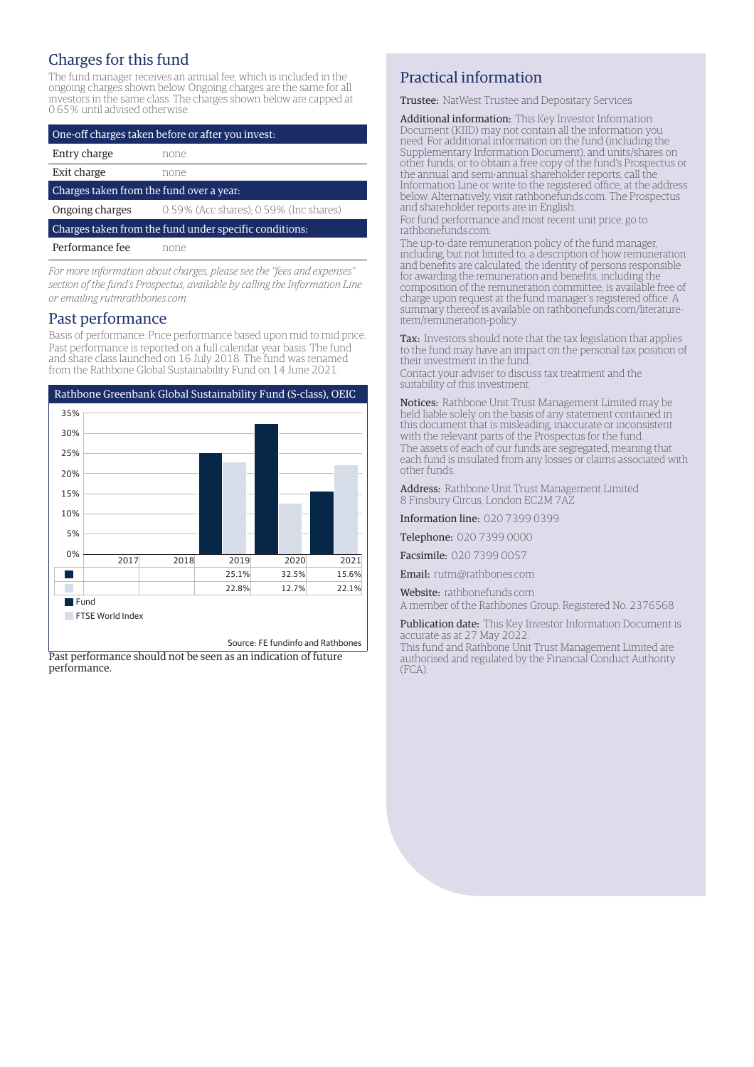## Charges for this fund

The fund manager receives an annual fee, which is included in the ongoing charges shown below. Ongoing charges are the same for all investors in the same class. The charges shown below are capped at 0.65% until advised otherwise.

| One-off charges taken before or after you invest: | |
|---|---|
| Entry charge | none |
| Exit charge | none |
| **Charges taken from the fund over a year:** | |
| Ongoing charges | 0.59% (Acc shares), 0.59% (Inc shares) |
| **Charges taken from the fund under specific conditions:** | |
| Performance fee | none |

*For more information about charges, please see the "fees and expenses" section of the fund's Prospectus, available by calling the Information Line or emailing rutmrathbones.com.*

## Past performance

Basis of performance: Price performance based upon mid to mid price. Past performance is reported on a full calendar year basis. The fund and share class launched on 16 July 2018. The fund was renamed from the Rathbone Global Sustainability Fund on 14 June 2021.

Rathbone Greenbank Global Sustainability Fund (S-class), OEIC

35%
30%
25%
20%
15%
10%
5%
0%

2017 2018 2019 2020 2021

Fund: 25.1% 32.5% 15.6%

FTSE World Index: 22.8% 12.7% 22.1%

Source: FE fundinfo and Rathbones

Past performance should not be seen as an indication of future performance.

## Practical information

**Trustee:** NatWest Trustee and Depositary Services

**Additional information:** This Key Investor Information Document (KIID) may not contain all the information you need. For additional information on the fund (including the Supplementary Information Document), and units/shares on other funds, or to obtain a free copy of the fund's Prospectus or the annual and semi-annual shareholder reports, call the Information Line or write to the registered office, at the address below. Alternatively, visit rathbonefunds.com. The Prospectus and shareholder reports are in English.

For fund performance and most recent unit price, go to rathbonefunds.com.

The up-to-date remuneration policy of the fund manager, including, but not limited to, a description of how remuneration and benefits are calculated, the identity of persons responsible for awarding the remuneration and benefits, including the composition of the remuneration committee, is available free of charge upon request at the fund manager's registered office. A summary thereof is available on rathbonefunds.com/literature-item/remuneration-policy.

**Tax:** Investors should note that the tax legislation that applies to the fund may have an impact on the personal tax position of their investment in the fund.

Contact your adviser to discuss tax treatment and the suitability of this investment.

**Notices:** Rathbone Unit Trust Management Limited may be held liable solely on the basis of any statement contained in this document that is misleading, inaccurate or inconsistent with the relevant parts of the Prospectus for the fund.

The assets of each of our funds are segregated, meaning that each fund is insulated from any losses or claims associated with other funds.

**Address:** Rathbone Unit Trust Management Limited
8 Finsbury Circus, London EC2M 7AZ

**Information line:** 020 7399 0399

**Telephone:** 020 7399 0000

**Facsimile:** 020 7399 0057

**Email:** rutm@rathbones.com

**Website:** rathbonefunds.com

A member of the Rathbones Group. Registered No. 2376568

**Publication date:** This Key Investor Information Document is accurate as at 27 May 2022.

This fund and Rathbone Unit Trust Management Limited are authorised and regulated by the Financial Conduct Authority (FCA).